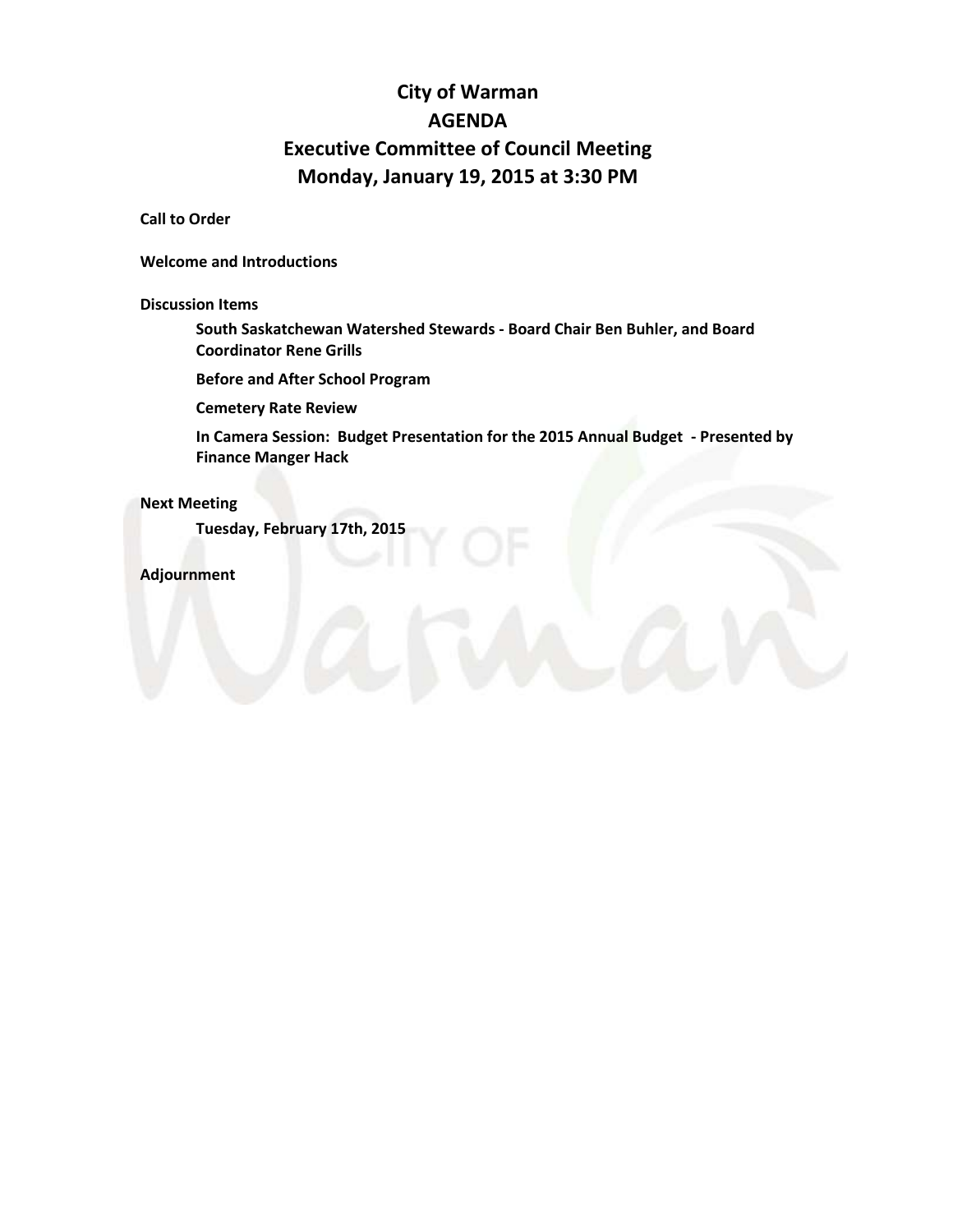# City of Warman
# AGENDA
# Executive Committee of Council Meeting
# Monday, January 19, 2015 at 3:30 PM

**Call to Order**

**Welcome and Introductions**

**Discussion Items**

- **South Saskatchewan Watershed Stewards - Board Chair Ben Buhler, and Board Coordinator Rene Grills**
- **Before and After School Program**
- **Cemetery Rate Review**
- **In Camera Session: Budget Presentation for the 2015 Annual Budget - Presented by Finance Manger Hack**

**Next Meeting**

- **Tuesday, February 17th, 2015**

**Adjournment**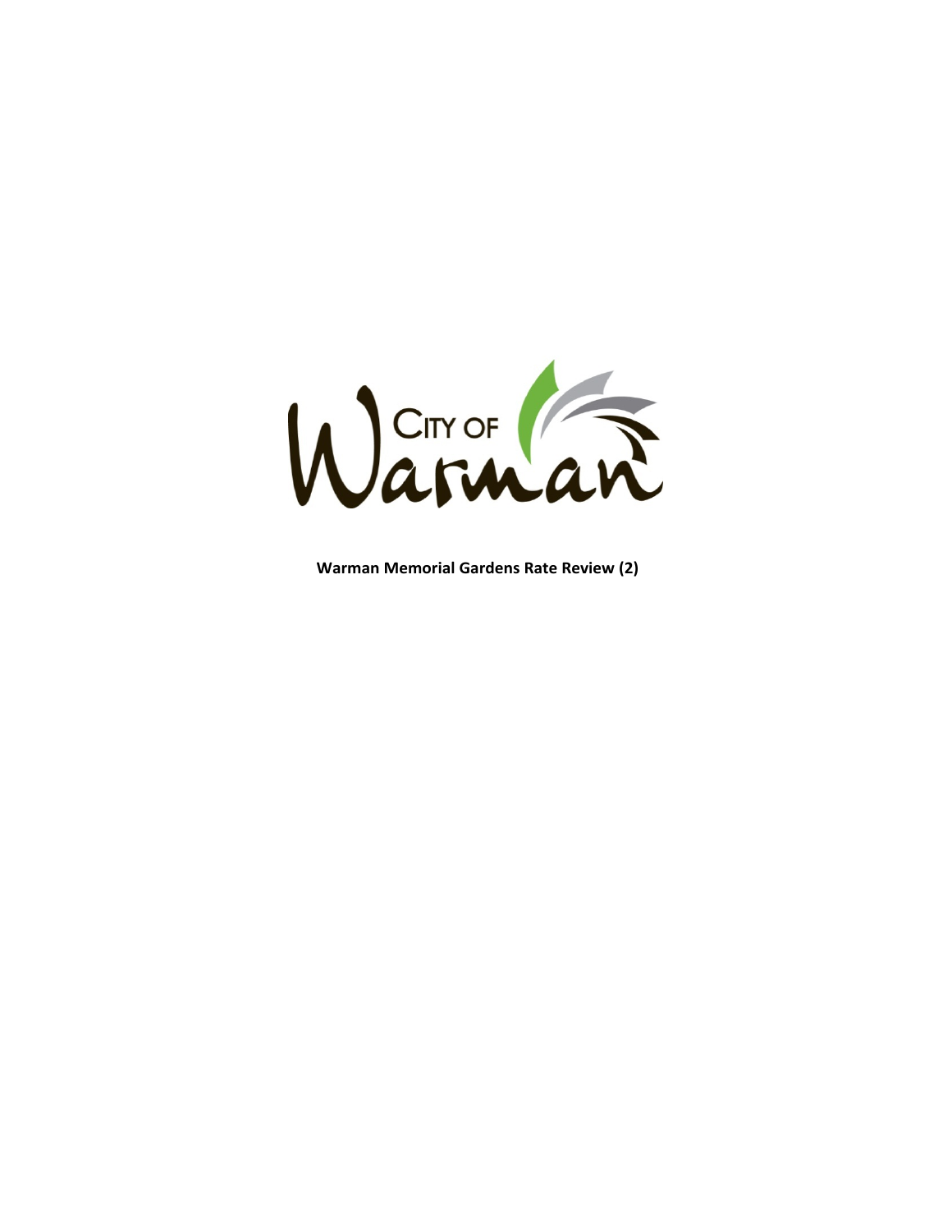**Warman Memorial Gardens Rate Review (2)**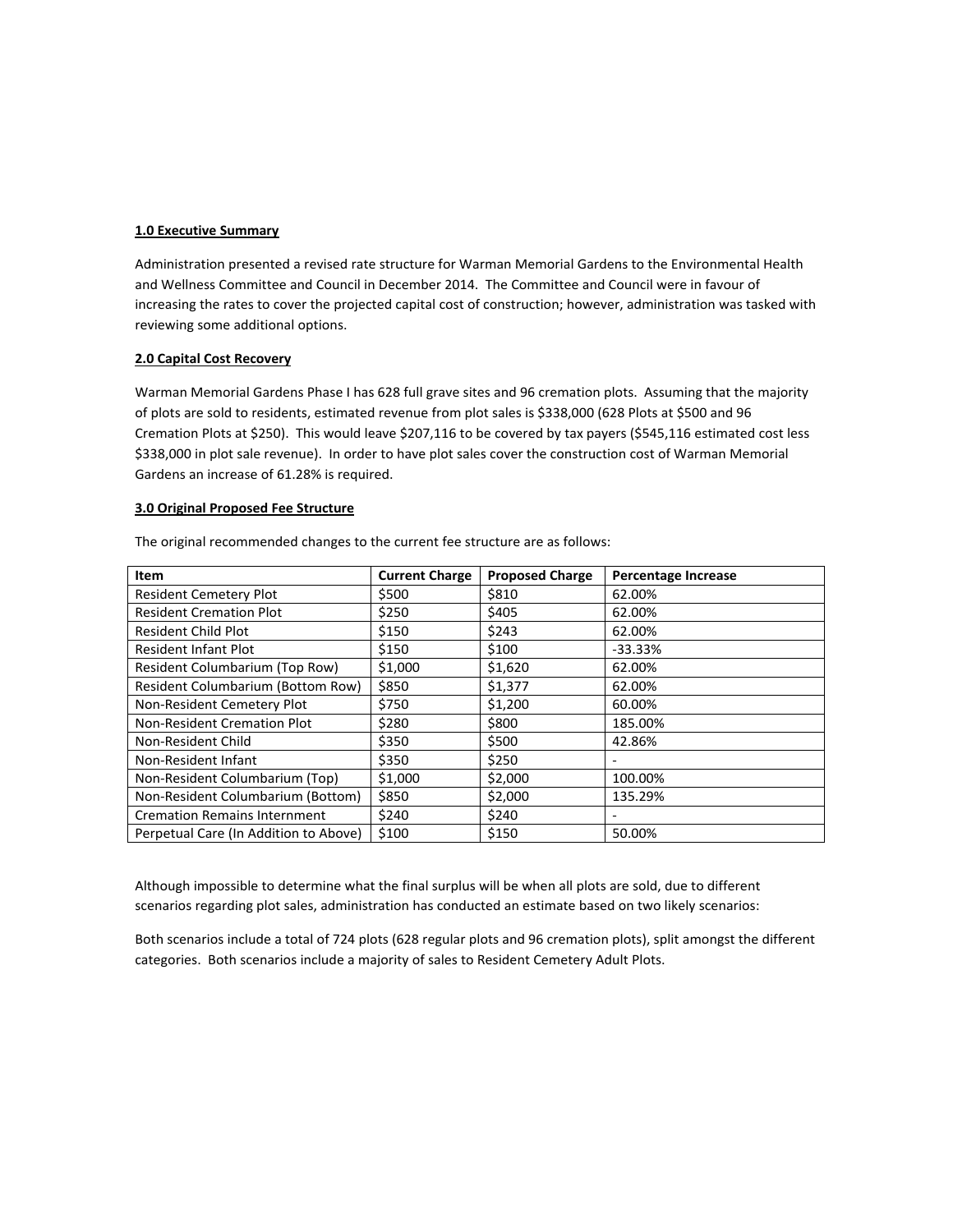**1.0 Executive Summary**

Administration presented a revised rate structure for Warman Memorial Gardens to the Environmental Health and Wellness Committee and Council in December 2014. The Committee and Council were in favour of increasing the rates to cover the projected capital cost of construction; however, administration was tasked with reviewing some additional options.

**2.0 Capital Cost Recovery**

Warman Memorial Gardens Phase I has 628 full grave sites and 96 cremation plots. Assuming that the majority of plots are sold to residents, estimated revenue from plot sales is $338,000 (628 Plots at $500 and 96 Cremation Plots at $250). This would leave $207,116 to be covered by tax payers ($545,116 estimated cost less $338,000 in plot sale revenue). In order to have plot sales cover the construction cost of Warman Memorial Gardens an increase of 61.28% is required.

**3.0 Original Proposed Fee Structure**

The original recommended changes to the current fee structure are as follows:

| Item | Current Charge | Proposed Charge | Percentage Increase |
|---|---|---|---|
| Resident Cemetery Plot | $500 | $810 | 62.00% |
| Resident Cremation Plot | $250 | $405 | 62.00% |
| Resident Child Plot | $150 | $243 | 62.00% |
| Resident Infant Plot | $150 | $100 | -33.33% |
| Resident Columbarium (Top Row) | $1,000 | $1,620 | 62.00% |
| Resident Columbarium (Bottom Row) | $850 | $1,377 | 62.00% |
| Non-Resident Cemetery Plot | $750 | $1,200 | 60.00% |
| Non-Resident Cremation Plot | $280 | $800 | 185.00% |
| Non-Resident Child | $350 | $500 | 42.86% |
| Non-Resident Infant | $350 | $250 | - |
| Non-Resident Columbarium (Top) | $1,000 | $2,000 | 100.00% |
| Non-Resident Columbarium (Bottom) | $850 | $2,000 | 135.29% |
| Cremation Remains Internment | $240 | $240 | - |
| Perpetual Care (In Addition to Above) | $100 | $150 | 50.00% |

Although impossible to determine what the final surplus will be when all plots are sold, due to different scenarios regarding plot sales, administration has conducted an estimate based on two likely scenarios:

Both scenarios include a total of 724 plots (628 regular plots and 96 cremation plots), split amongst the different categories. Both scenarios include a majority of sales to Resident Cemetery Adult Plots.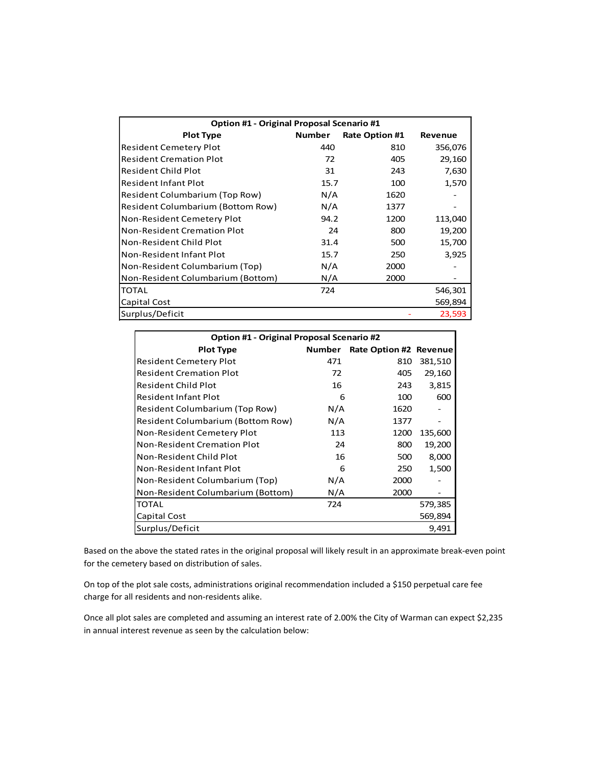| Option #1 - Original Proposal Scenario #1 | | | |
|---|---|---|---|
| Plot Type | Number | Rate Option #1 | Revenue |
| Resident Cemetery Plot | 440 | 810 | 356,076 |
| Resident Cremation Plot | 72 | 405 | 29,160 |
| Resident Child Plot | 31 | 243 | 7,630 |
| Resident Infant Plot | 15.7 | 100 | 1,570 |
| Resident Columbarium (Top Row) | N/A | 1620 | - |
| Resident Columbarium (Bottom Row) | N/A | 1377 | - |
| Non-Resident Cemetery Plot | 94.2 | 1200 | 113,040 |
| Non-Resident Cremation Plot | 24 | 800 | 19,200 |
| Non-Resident Child Plot | 31.4 | 500 | 15,700 |
| Non-Resident Infant Plot | 15.7 | 250 | 3,925 |
| Non-Resident Columbarium (Top) | N/A | 2000 | - |
| Non-Resident Columbarium (Bottom) | N/A | 2000 | - |
| TOTAL | 724 | | 546,301 |
| Capital Cost | | | 569,894 |
| Surplus/Deficit | | - | 23,593 |

| Option #1 - Original Proposal Scenario #2 | | | |
|---|---|---|---|
| Plot Type | Number | Rate Option #2 | Revenue |
| Resident Cemetery Plot | 471 | 810 | 381,510 |
| Resident Cremation Plot | 72 | 405 | 29,160 |
| Resident Child Plot | 16 | 243 | 3,815 |
| Resident Infant Plot | 6 | 100 | 600 |
| Resident Columbarium (Top Row) | N/A | 1620 | - |
| Resident Columbarium (Bottom Row) | N/A | 1377 | - |
| Non-Resident Cemetery Plot | 113 | 1200 | 135,600 |
| Non-Resident Cremation Plot | 24 | 800 | 19,200 |
| Non-Resident Child Plot | 16 | 500 | 8,000 |
| Non-Resident Infant Plot | 6 | 250 | 1,500 |
| Non-Resident Columbarium (Top) | N/A | 2000 | - |
| Non-Resident Columbarium (Bottom) | N/A | 2000 | - |
| TOTAL | 724 | | 579,385 |
| Capital Cost | | | 569,894 |
| Surplus/Deficit | | | 9,491 |

Based on the above the stated rates in the original proposal will likely result in an approximate break-even point for the cemetery based on distribution of sales.

On top of the plot sale costs, administrations original recommendation included a $150 perpetual care fee charge for all residents and non-residents alike.

Once all plot sales are completed and assuming an interest rate of 2.00% the City of Warman can expect $2,235 in annual interest revenue as seen by the calculation below: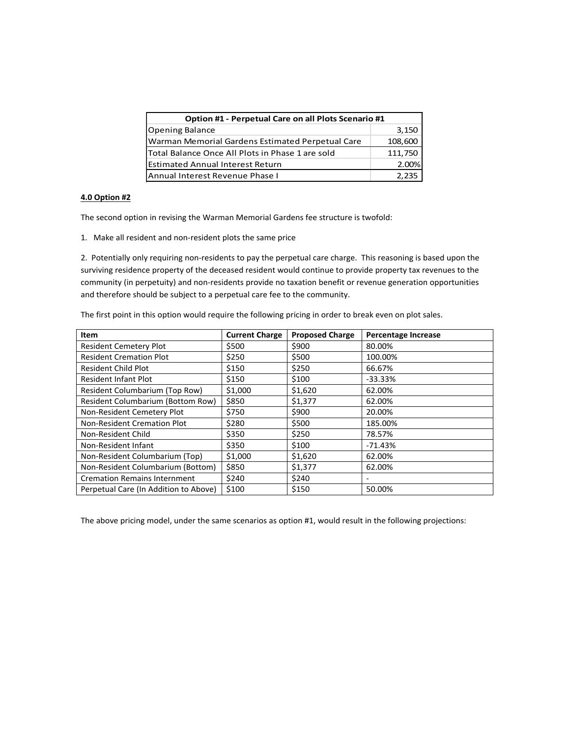| Option #1 - Perpetual Care on all Plots Scenario #1 | |
|---|---|
| Opening Balance | 3,150 |
| Warman Memorial Gardens Estimated Perpetual Care | 108,600 |
| Total Balance Once All Plots in Phase 1 are sold | 111,750 |
| Estimated Annual Interest Return | 2.00% |
| Annual Interest Revenue Phase I | 2,235 |

**4.0 Option #2**

The second option in revising the Warman Memorial Gardens fee structure is twofold:

1. Make all resident and non-resident plots the same price

2. Potentially only requiring non-residents to pay the perpetual care charge. This reasoning is based upon the surviving residence property of the deceased resident would continue to provide property tax revenues to the community (in perpetuity) and non-residents provide no taxation benefit or revenue generation opportunities and therefore should be subject to a perpetual care fee to the community.

The first point in this option would require the following pricing in order to break even on plot sales.

| Item | Current Charge | Proposed Charge | Percentage Increase |
|---|---|---|---|
| Resident Cemetery Plot | $500 | $900 | 80.00% |
| Resident Cremation Plot | $250 | $500 | 100.00% |
| Resident Child Plot | $150 | $250 | 66.67% |
| Resident Infant Plot | $150 | $100 | -33.33% |
| Resident Columbarium (Top Row) | $1,000 | $1,620 | 62.00% |
| Resident Columbarium (Bottom Row) | $850 | $1,377 | 62.00% |
| Non-Resident Cemetery Plot | $750 | $900 | 20.00% |
| Non-Resident Cremation Plot | $280 | $500 | 185.00% |
| Non-Resident Child | $350 | $250 | 78.57% |
| Non-Resident Infant | $350 | $100 | -71.43% |
| Non-Resident Columbarium (Top) | $1,000 | $1,620 | 62.00% |
| Non-Resident Columbarium (Bottom) | $850 | $1,377 | 62.00% |
| Cremation Remains Internment | $240 | $240 | - |
| Perpetual Care (In Addition to Above) | $100 | $150 | 50.00% |

The above pricing model, under the same scenarios as option #1, would result in the following projections: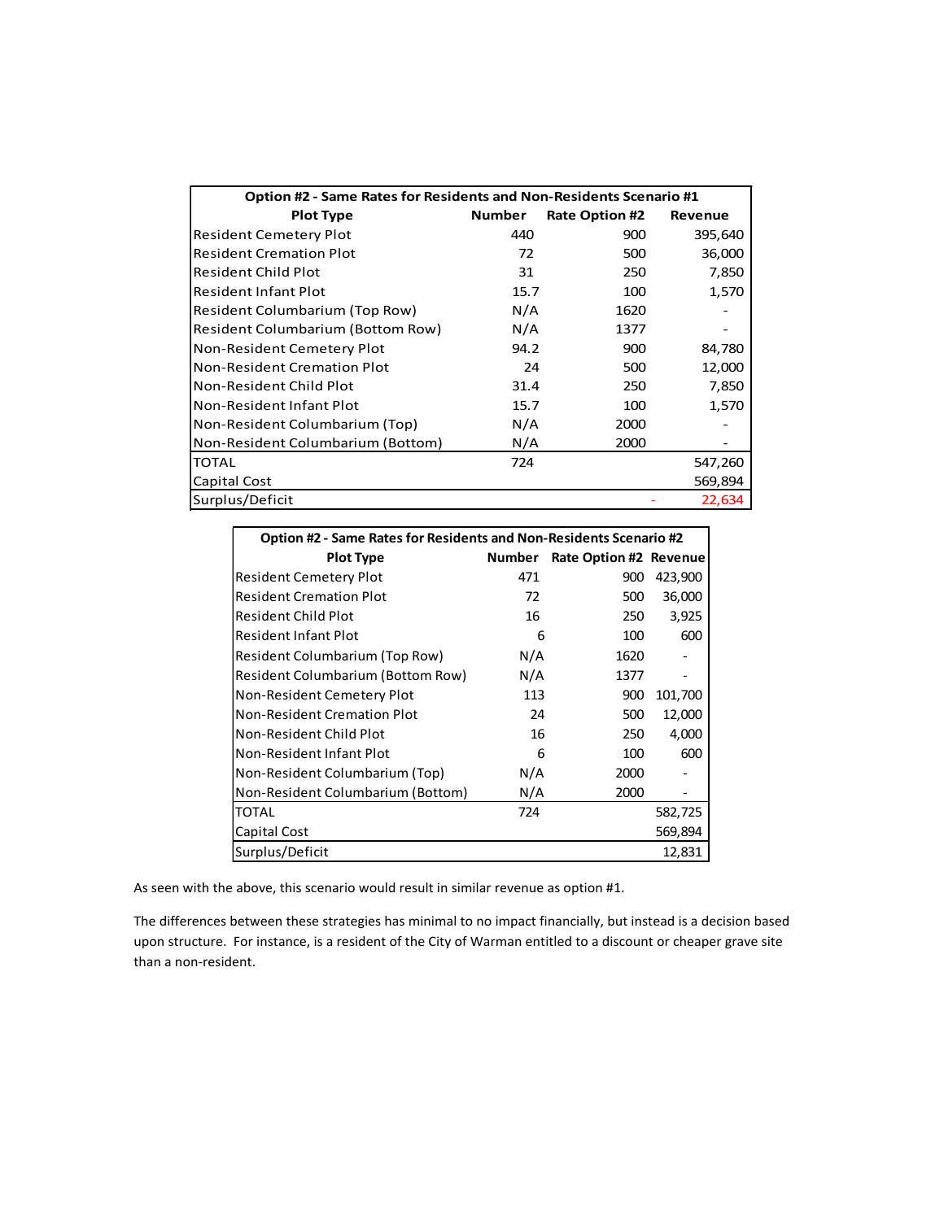| Option #2 - Same Rates for Residents and Non-Residents Scenario #1 | | | |
|---|---|---|---|
| **Plot Type** | **Number** | **Rate Option #2** | **Revenue** |
| Resident Cemetery Plot | 440 | 900 | 395,640 |
| Resident Cremation Plot | 72 | 500 | 36,000 |
| Resident Child Plot | 31 | 250 | 7,850 |
| Resident Infant Plot | 15.7 | 100 | 1,570 |
| Resident Columbarium (Top Row) | N/A | 1620 | - |
| Resident Columbarium (Bottom Row) | N/A | 1377 | - |
| Non-Resident Cemetery Plot | 94.2 | 900 | 84,780 |
| Non-Resident Cremation Plot | 24 | 500 | 12,000 |
| Non-Resident Child Plot | 31.4 | 250 | 7,850 |
| Non-Resident Infant Plot | 15.7 | 100 | 1,570 |
| Non-Resident Columbarium (Top) | N/A | 2000 | - |
| Non-Resident Columbarium (Bottom) | N/A | 2000 | - |
| TOTAL | 724 | | 547,260 |
| Capital Cost | | | 569,894 |
| Surplus/Deficit | | - | 22,634 |

| Option #2 - Same Rates for Residents and Non-Residents Scenario #2 | | | |
|---|---|---|---|
| **Plot Type** | **Number** | **Rate Option #2** | **Revenue** |
| Resident Cemetery Plot | 471 | 900 | 423,900 |
| Resident Cremation Plot | 72 | 500 | 36,000 |
| Resident Child Plot | 16 | 250 | 3,925 |
| Resident Infant Plot | 6 | 100 | 600 |
| Resident Columbarium (Top Row) | N/A | 1620 | - |
| Resident Columbarium (Bottom Row) | N/A | 1377 | - |
| Non-Resident Cemetery Plot | 113 | 900 | 101,700 |
| Non-Resident Cremation Plot | 24 | 500 | 12,000 |
| Non-Resident Child Plot | 16 | 250 | 4,000 |
| Non-Resident Infant Plot | 6 | 100 | 600 |
| Non-Resident Columbarium (Top) | N/A | 2000 | - |
| Non-Resident Columbarium (Bottom) | N/A | 2000 | - |
| TOTAL | 724 | | 582,725 |
| Capital Cost | | | 569,894 |
| Surplus/Deficit | | | 12,831 |

As seen with the above, this scenario would result in similar revenue as option #1.

The differences between these strategies has minimal to no impact financially, but instead is a decision based upon structure. For instance, is a resident of the City of Warman entitled to a discount or cheaper grave site than a non-resident.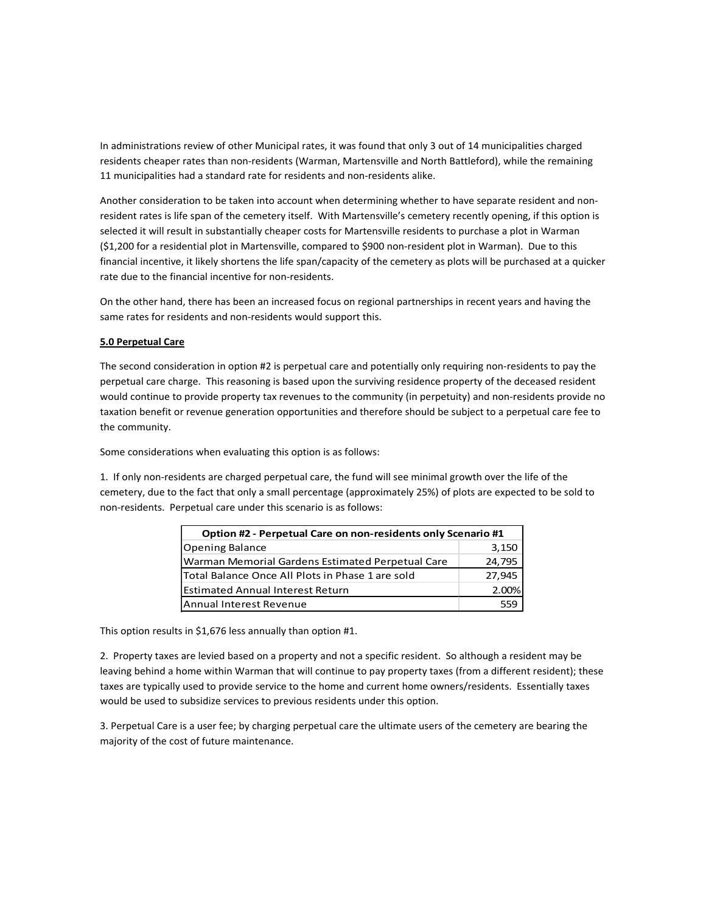In administrations review of other Municipal rates, it was found that only 3 out of 14 municipalities charged residents cheaper rates than non-residents (Warman, Martensville and North Battleford), while the remaining 11 municipalities had a standard rate for residents and non-residents alike.

Another consideration to be taken into account when determining whether to have separate resident and non-resident rates is life span of the cemetery itself. With Martensville's cemetery recently opening, if this option is selected it will result in substantially cheaper costs for Martensville residents to purchase a plot in Warman ($1,200 for a residential plot in Martensville, compared to $900 non-resident plot in Warman). Due to this financial incentive, it likely shortens the life span/capacity of the cemetery as plots will be purchased at a quicker rate due to the financial incentive for non-residents.

On the other hand, there has been an increased focus on regional partnerships in recent years and having the same rates for residents and non-residents would support this.

**5.0 Perpetual Care**

The second consideration in option #2 is perpetual care and potentially only requiring non-residents to pay the perpetual care charge. This reasoning is based upon the surviving residence property of the deceased resident would continue to provide property tax revenues to the community (in perpetuity) and non-residents provide no taxation benefit or revenue generation opportunities and therefore should be subject to a perpetual care fee to the community.

Some considerations when evaluating this option is as follows:

1. If only non-residents are charged perpetual care, the fund will see minimal growth over the life of the cemetery, due to the fact that only a small percentage (approximately 25%) of plots are expected to be sold to non-residents. Perpetual care under this scenario is as follows:

| Option #2 - Perpetual Care on non-residents only Scenario #1 | |
|---|---|
| Opening Balance | 3,150 |
| Warman Memorial Gardens Estimated Perpetual Care | 24,795 |
| Total Balance Once All Plots in Phase 1 are sold | 27,945 |
| Estimated Annual Interest Return | 2.00% |
| Annual Interest Revenue | 559 |

This option results in $1,676 less annually than option #1.

2. Property taxes are levied based on a property and not a specific resident. So although a resident may be leaving behind a home within Warman that will continue to pay property taxes (from a different resident); these taxes are typically used to provide service to the home and current home owners/residents. Essentially taxes would be used to subsidize services to previous residents under this option.

3. Perpetual Care is a user fee; by charging perpetual care the ultimate users of the cemetery are bearing the majority of the cost of future maintenance.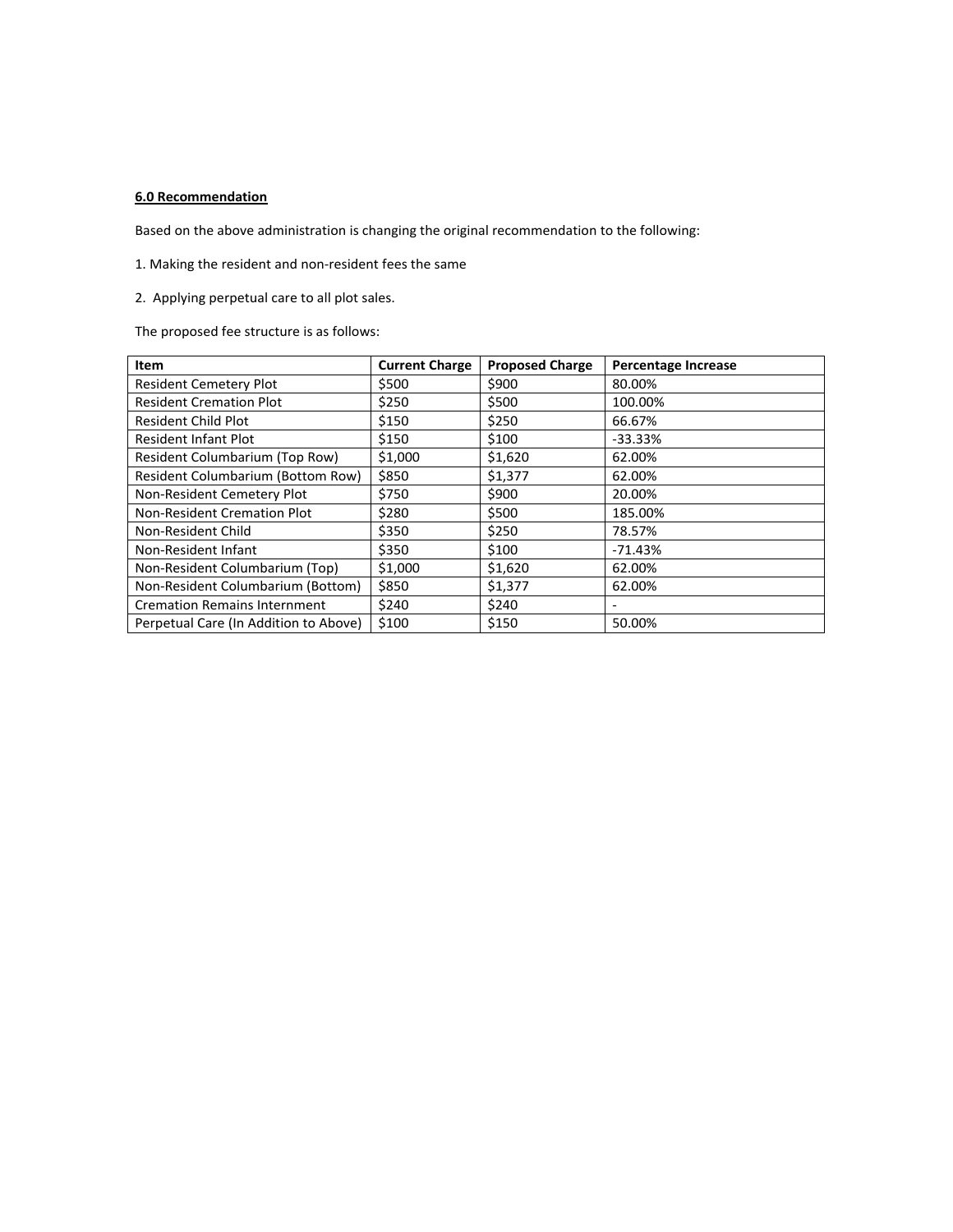### 6.0 Recommendation

Based on the above administration is changing the original recommendation to the following:

1. Making the resident and non-resident fees the same

2. Applying perpetual care to all plot sales.

The proposed fee structure is as follows:

| Item | Current Charge | Proposed Charge | Percentage Increase |
|---|---|---|---|
| Resident Cemetery Plot | $500 | $900 | 80.00% |
| Resident Cremation Plot | $250 | $500 | 100.00% |
| Resident Child Plot | $150 | $250 | 66.67% |
| Resident Infant Plot | $150 | $100 | -33.33% |
| Resident Columbarium (Top Row) | $1,000 | $1,620 | 62.00% |
| Resident Columbarium (Bottom Row) | $850 | $1,377 | 62.00% |
| Non-Resident Cemetery Plot | $750 | $900 | 20.00% |
| Non-Resident Cremation Plot | $280 | $500 | 185.00% |
| Non-Resident Child | $350 | $250 | 78.57% |
| Non-Resident Infant | $350 | $100 | -71.43% |
| Non-Resident Columbarium (Top) | $1,000 | $1,620 | 62.00% |
| Non-Resident Columbarium (Bottom) | $850 | $1,377 | 62.00% |
| Cremation Remains Internment | $240 | $240 | - |
| Perpetual Care (In Addition to Above) | $100 | $150 | 50.00% |